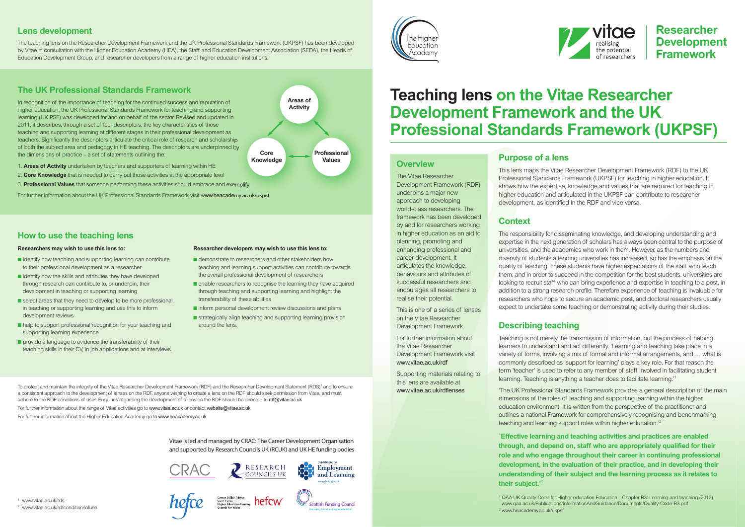# Teaching lens on the Vitae Researcher Development Framework and the UK Professional Standards Framework (UKPSF)

## Overview

The Vitae Researcher Development Framework (RDF) underpins a major new approach to developing world-class researchers. The framework has been developed by and for researchers working in higher education as an aid to planning, promoting and enhancing professional and career development. It articulates the knowledge, behaviours and attributes of successful researchers and encourages all researchers to realise their potential.

This is one of a series of lenses on the Vitae Researcher Development Framework.

For further information about the Vitae Researcher Development Framework visit www.vitae.ac.uk/rdf

Supporting materials relating to this lens are available at www.vitae.ac.uk/rdflenses

## Purpose of a lens

This lens maps the Vitae Researcher Development Framework (RDF) to the UK Professional Standards Framework (UKPSF) for teaching in higher education. It shows how the expertise, knowledge and values that are required for teaching in higher education and articulated in the UKPSF can contribute to researcher development, as identified in the RDF and vice versa.

## Context

The responsibility for disseminating knowledge, and developing understanding and expertise in the next generation of scholars has always been central to the purpose of universities, and the academics who work in them. However, as the numbers and diversity of students attending universities has increased, so has the emphasis on the quality of teaching. These students have higher expectations of the staff who teach them, and in order to succeed in the competition for the best students, universities are looking to recruit staff who can bring experience and expertise in teaching to a post, in addition to a strong research profile. Therefore experience of teaching is invaluable for researchers who hope to secure an academic post, and doctoral researchers usually expect to undertake some teaching or demonstrating activity during their studies.

## Describing teaching

Teaching is not merely the transmission of information, but the process of helping learners to understand and act differently. 'Learning and teaching take place in a variety of forms, involving a mix of formal and informal arrangements, and … what is commonly described as 'support for learning' plays a key role. For that reason the term 'teacher' is used to refer to any member of staff involved in facilitating student learning. Teaching is anything a teacher does to facilitate learning.'[1]

'The UK Professional Standards Framework provides a general description of the main dimensions of the roles of teaching and supporting learning within the higher education environment. It is written from the perspective of the practitioner and outlines a national Framework for comprehensively recognising and benchmarking teaching and learning support roles within higher education.'[2]

**`Effective learning and teaching activities and practices are enabled through, and depend on, staff who are appropriately qualified for their role and who engage throughout their career in continuing professional development, in the evaluation of their practice, and in developing their understanding of their subject and the learning process as it relates to their subject.'[1]**

[1] QAA UK Quality Code for Higher education Education – Chapter B3: Learning and teaching (2012) www.qaa.ac.uk/Publications/InformationAndGuidance/Documents/Quality-Code-B3.pdf
[2] www.heacademy.ac.uk/ukpsf

## Lens development

The teaching lens on the Researcher Development Framework and the UK Professional Standards Framework (UKPSF) has been developed by Vitae in consultation with the Higher Education Academy (HEA), the Staff and Education Development Association (SEDA), the Heads of Education Development Group, and researcher developers from a range of higher education institutions.

## The UK Professional Standards Framework

In recognition of the importance of teaching for the continued success and reputation of higher education, the UK Professional Standards Framework for teaching and supporting learning (UK PSF) was developed for and on behalf of the sector. Revised and updated in 2011, it describes, through a set of four descriptors, the key characteristics of those teaching and supporting learning at different stages in their professional development as teachers. Significantly the descriptors articulate the critical role of research and scholarship of both the subject area and pedagogy in HE teaching. The descriptors are underpinned by the dimensions of practice – a set of statements outlining the:

1. **Areas of Activity** undertaken by teachers and supporters of learning within HE
2. **Core Knowledge** that is needed to carry out those activities at the appropriate level
3. **Professional Values** that someone performing these activities should embrace and exemplify

Areas of Activity — Core Knowledge — Professional Values

For further information about the UK Professional Standards Framework visit www.heacademy.ac.uk/ukpsf

## How to use the teaching lens

**Researchers may wish to use this lens to:**

- identify how teaching and supporting learning can contribute to their professional development as a researcher
- identify how the skills and attributes they have developed through research can contribute to, or underpin, their development in teaching or supporting learning
- select areas that they need to develop to be more professional in teaching or supporting learning and use this to inform development reviews
- help to support professional recognition for your teaching and supporting learning experience
- provide a language to evidence the transferability of their teaching skills in their CV, in job applications and at interviews.

**Researcher developers may wish to use this lens to:**

- demonstrate to researchers and other stakeholders how teaching and learning support activities can contribute towards the overall professional development of researchers
- enable researchers to recognise the learning they have acquired through teaching and supporting learning and highlight the transferability of these abilities
- inform personal development review discussions and plans
- strategically align teaching and supporting learning provision around the lens.

To protect and maintain the integrity of the Vitae Researcher Development Framework (RDF) and the Researcher Development Statement (RDS)[1] and to ensure a consistent approach to the development of lenses on the RDF, anyone wishing to create a lens on the RDF should seek permission from Vitae, and must adhere to the RDF conditions of use[2]. Enquiries regarding the development of a lens on the RDF should be directed to rdf@vitae.ac.uk

For further information about the range of Vitae activities go to www.vitae.ac.uk or contact website@vitae.ac.uk

For further information about the Higher Education Academy go to www.heacademy.ac.uk

Vitae is led and managed by CRAC: The Career Development Organisation and supported by Research Councils UK (RCUK) and UK HE funding bodies

[1] www.vitae.ac.uk/rds
[2] www.vitae.ac.uk/rdfconditionsofuse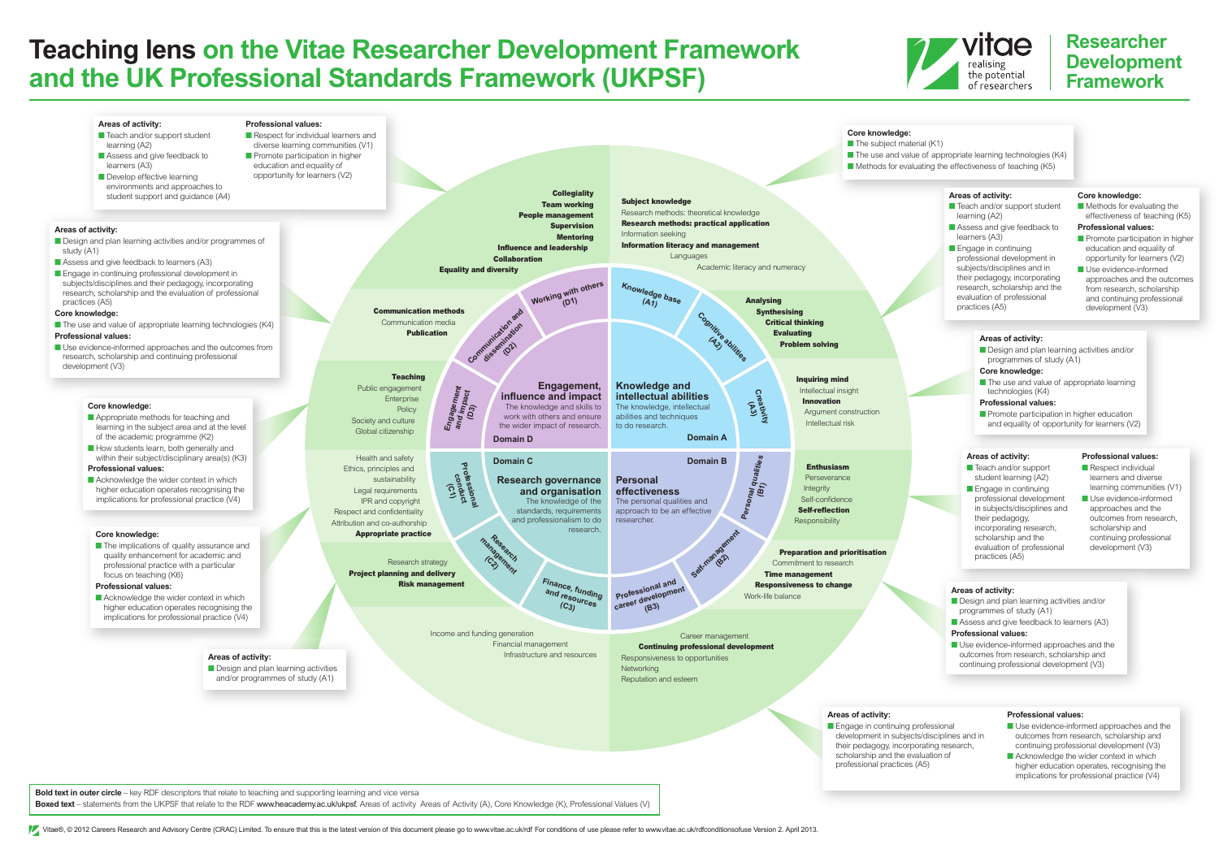# Teaching lens on the Vitae Researcher Development Framework and the UK Professional Standards Framework (UKPSF)

vitae realising the potential of researchers

**Researcher Development Framework**

**Areas of activity:**
- Teach and/or support student learning (A2)
- Assess and give feedback to learners (A3)
- Develop effective learning environments and approaches to student support and guidance (A4)

**Professional values:**
- Respect for individual learners and diverse learning communities (V1)
- Promote participation in higher education and equality of opportunity for learners (V2)

**Areas of activity:**
- Design and plan learning activities and/or programmes of study (A1)
- Assess and give feedback to learners (A3)
- Engage in continuing professional development in subjects/disciplines and their pedagogy, incorporating research, scholarship and the evaluation of professional practices (A5)

**Core knowledge:**
- The use and value of appropriate learning technologies (K4)

**Professional values:**
- Use evidence-informed approaches and the outcomes from research, scholarship and continuing professional development (V3)

**Core knowledge:**
- Appropriate methods for teaching and learning in the subject area and at the level of the academic programme (K2)
- How students learn, both generally and within their subject/disciplinary area(s) (K3)

**Professional values:**
- Acknowledge the wider context in which higher education operates recognising the implications for professional practice (V4)

**Core knowledge:**
- The implications of quality assurance and quality enhancement for academic and professional practice with a particular focus on teaching (K6)

**Professional values:**
- Acknowledge the wider context in which higher education operates recognising the implications for professional practice (V4)

**Areas of activity:**
- Design and plan learning activities and/or programmes of study (A1)

## Domain D: Engagement, influence and impact
The knowledge and skills to work with others and ensure the wider impact of research.

**Working with others (D1):** **Collegiality**, **Team working**, **People management**, **Supervision**, **Mentoring**, **Influence and leadership**, **Collaboration**, **Equality and diversity**

**Communication and dissemination (D2):** **Communication methods**, Communication media, **Publication**

**Engagement and impact (D3):** **Teaching**, Public engagement, Enterprise, Policy, Society and culture, Global citizenship

## Domain A: Knowledge and intellectual abilities
The knowledge, intellectual abilities and techniques to do research.

**Knowledge base (A1):** **Subject knowledge**, Research methods: theoretical knowledge, **Research methods: practical application**, Information seeking, **Information literacy and management**, Languages, Academic literacy and numeracy

**Cognitive abilities (A2):** **Analysing**, **Synthesising**, **Critical thinking**, **Evaluating**, **Problem solving**

**Creativity (A3):** **Inquiring mind**, Intellectual insight, **Innovation**, Argument construction, Intellectual risk

## Domain C: Research governance and organisation
The knowledge of the standards, requirements and professionalism to do research.

**Professional conduct (C1):** Health and safety, Ethics, principles and sustainability, Legal requirements, IPR and copyright, Respect and confidentiality, Attribution and co-authorship, **Appropriate practice**

**Research management (C2):** Research strategy, **Project planning and delivery**, **Risk management**

**Finance, funding and resources (C3):** Income and funding generation, Financial management, Infrastructure and resources

## Domain B: Personal effectiveness
The personal qualities and approach to be an effective researcher.

**Personal qualities (B1):** **Enthusiasm**, Perseverance, Integrity, Self-confidence, **Self-reflection**, Responsibility

**Self-management (B2):** **Preparation and prioritisation**, Commitment to research, **Time management**, **Responsiveness to change**, Work-life balance

**Professional and career development (B3):** Career management, **Continuing professional development**, Responsiveness to opportunities, Networking, Reputation and esteem

**Core knowledge:**
- The subject material (K1)
- The use and value of appropriate learning technologies (K4)
- Methods for evaluating the effectiveness of teaching (K5)

**Areas of activity:**
- Teach and/or support student learning (A2)
- Assess and give feedback to learners (A3)
- Engage in continuing professional development in subjects/disciplines and in their pedagogy, incorporating research, scholarship and the evaluation of professional practices (A5)

**Core knowledge:**
- Methods for evaluating the effectiveness of teaching (K5)

**Professional values:**
- Promote participation in higher education and equality of opportunity for learners (V2)
- Use evidence-informed approaches and the outcomes from research, scholarship and continuing professional development (V3)

**Areas of activity:**
- Design and plan learning activities and/or programmes of study (A1)

**Core knowledge:**
- The use and value of appropriate learning technologies (K4)

**Professional values:**
- Promote participation in higher education and equality of opportunity for learners (V2)

**Areas of activity:**
- Teach and/or support student learning (A2)
- Engage in continuing professional development in subjects/disciplines and in their pedagogy, incorporating research, scholarship and the evaluation of professional practices (A5)

**Professional values:**
- Respect individual learners and diverse learning communities (V1)
- Use evidence-informed approaches and the outcomes from research, scholarship and continuing professional development (V3)

**Areas of activity:**
- Design and plan learning activities and/or programmes of study (A1)
- Assess and give feedback to learners (A3)

**Professional values:**
- Use evidence-informed approaches and the outcomes from research, scholarship and continuing professional development (V3)

**Areas of activity:**
- Engage in continuing professional development in subjects/disciplines and in their pedagogy, incorporating research, scholarship and the evaluation of professional practices (A5)

**Professional values:**
- Use evidence-informed approaches and the outcomes from research, scholarship and continuing professional development (V3)
- Acknowledge the wider context in which higher education operates, recognising the implications for professional practice (V4)

**Bold text in outer circle** – key RDF descriptors that relate to teaching and supporting learning and vice versa
**Boxed text** – statements from the UKPSF that relate to the RDF www.heacademy.ac.uk/ukpsf. Areas of activity Areas of Activity (A), Core Knowledge (K), Professional Values (V)

Vitae®, © 2012 Careers Research and Advisory Centre (CRAC) Limited. To ensure that this is the latest version of this document please go to www.vitae.ac.uk/rdf For conditions of use please refer to www.vitae.ac.uk/rdfconditionsofuse Version 2. April 2013.